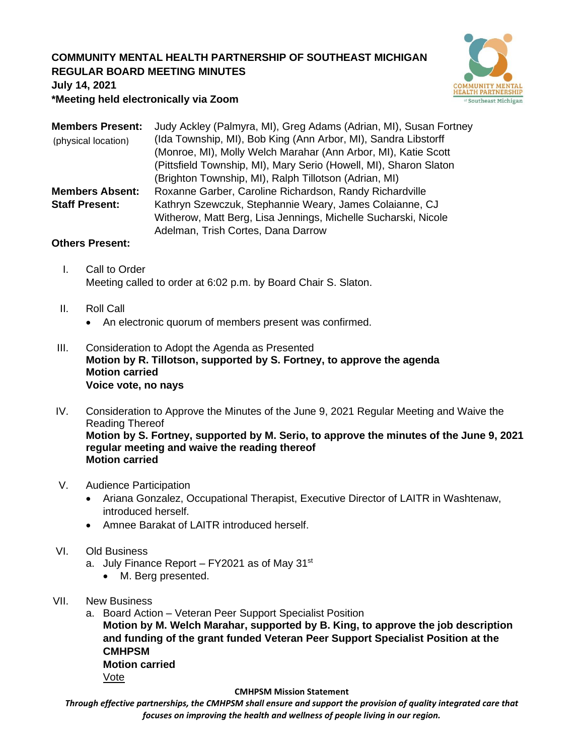**COMMUNITY MENTAL HEALTH PARTNERSHIP OF SOUTHEAST MICHIGAN**
**REGULAR BOARD MEETING MINUTES**
**July 14, 2021**
**\*Meeting held electronically via Zoom**

**Members Present:** (physical location) Judy Ackley (Palmyra, MI), Greg Adams (Adrian, MI), Susan Fortney (Ida Township, MI), Bob King (Ann Arbor, MI), Sandra Libstorff (Monroe, MI), Molly Welch Marahar (Ann Arbor, MI), Katie Scott (Pittsfield Township, MI), Mary Serio (Howell, MI), Sharon Slaton (Brighton Township, MI), Ralph Tillotson (Adrian, MI)

**Members Absent:** Roxanne Garber, Caroline Richardson, Randy Richardville

**Staff Present:** Kathryn Szewczuk, Stephannie Weary, James Colaianne, CJ Witherow, Matt Berg, Lisa Jennings, Michelle Sucharski, Nicole Adelman, Trish Cortes, Dana Darrow

**Others Present:**

I. Call to Order
Meeting called to order at 6:02 p.m. by Board Chair S. Slaton.

II. Roll Call
- An electronic quorum of members present was confirmed.

III. Consideration to Adopt the Agenda as Presented
**Motion by R. Tillotson, supported by S. Fortney, to approve the agenda**
**Motion carried**
**Voice vote, no nays**

IV. Consideration to Approve the Minutes of the June 9, 2021 Regular Meeting and Waive the Reading Thereof
**Motion by S. Fortney, supported by M. Serio, to approve the minutes of the June 9, 2021 regular meeting and waive the reading thereof**
**Motion carried**

V. Audience Participation
- Ariana Gonzalez, Occupational Therapist, Executive Director of LAITR in Washtenaw, introduced herself.
- Amnee Barakat of LAITR introduced herself.

VI. Old Business
a. July Finance Report – FY2021 as of May 31st
- M. Berg presented.

VII. New Business
a. Board Action – Veteran Peer Support Specialist Position
**Motion by M. Welch Marahar, supported by B. King, to approve the job description and funding of the grant funded Veteran Peer Support Specialist Position at the CMHPSM**
**Motion carried**
<u>Vote</u>

**CMHPSM Mission Statement**
***Through effective partnerships, the CMHPSM shall ensure and support the provision of quality integrated care that focuses on improving the health and wellness of people living in our region.***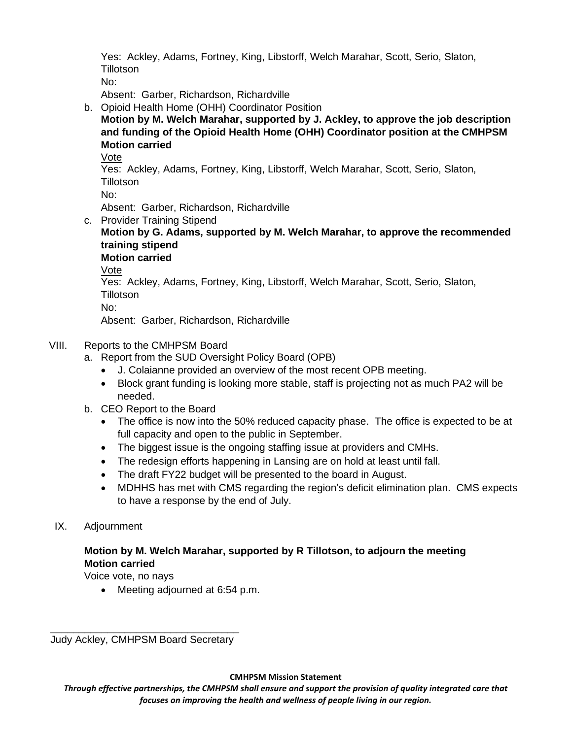Yes: Ackley, Adams, Fortney, King, Libstorff, Welch Marahar, Scott, Serio, Slaton, Tillotson
No:
Absent: Garber, Richardson, Richardville

b. Opioid Health Home (OHH) Coordinator Position
**Motion by M. Welch Marahar, supported by J. Ackley, to approve the job description and funding of the Opioid Health Home (OHH) Coordinator position at the CMHPSM**
**Motion carried**
Vote
Yes: Ackley, Adams, Fortney, King, Libstorff, Welch Marahar, Scott, Serio, Slaton, Tillotson
No:
Absent: Garber, Richardson, Richardville

c. Provider Training Stipend
**Motion by G. Adams, supported by M. Welch Marahar, to approve the recommended training stipend**
**Motion carried**
Vote
Yes: Ackley, Adams, Fortney, King, Libstorff, Welch Marahar, Scott, Serio, Slaton, Tillotson
No:
Absent: Garber, Richardson, Richardville

VIII. Reports to the CMHPSM Board

a. Report from the SUD Oversight Policy Board (OPB)
- J. Colaianne provided an overview of the most recent OPB meeting.
- Block grant funding is looking more stable, staff is projecting not as much PA2 will be needed.

b. CEO Report to the Board
- The office is now into the 50% reduced capacity phase. The office is expected to be at full capacity and open to the public in September.
- The biggest issue is the ongoing staffing issue at providers and CMHs.
- The redesign efforts happening in Lansing are on hold at least until fall.
- The draft FY22 budget will be presented to the board in August.
- MDHHS has met with CMS regarding the region's deficit elimination plan. CMS expects to have a response by the end of July.

IX. Adjournment

**Motion by M. Welch Marahar, supported by R Tillotson, to adjourn the meeting**
**Motion carried**
Voice vote, no nays
- Meeting adjourned at 6:54 p.m.

_______________________________
Judy Ackley, CMHPSM Board Secretary

**CMHPSM Mission Statement**
***Through effective partnerships, the CMHPSM shall ensure and support the provision of quality integrated care that focuses on improving the health and wellness of people living in our region.***